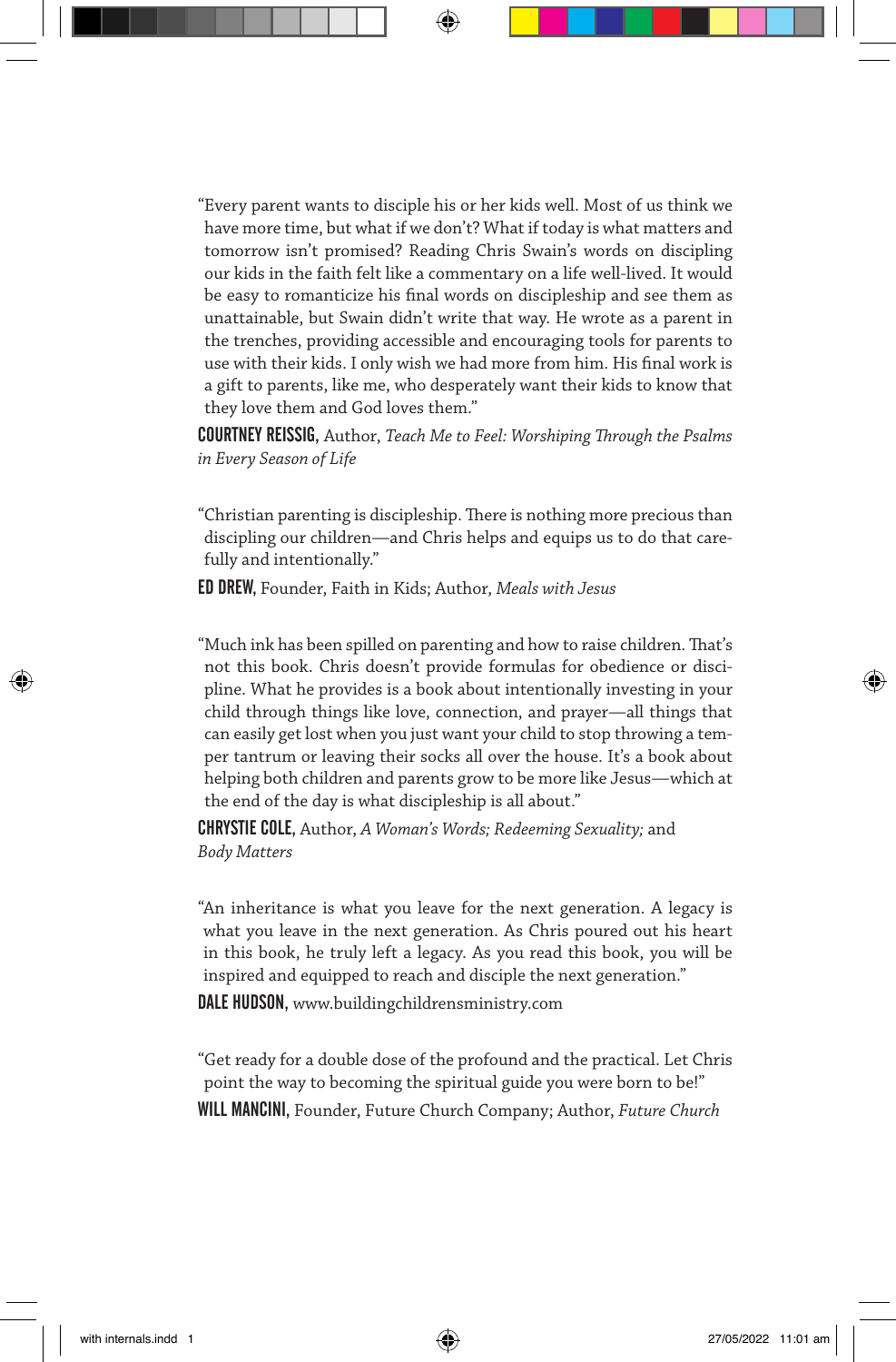"Every parent wants to disciple his or her kids well. Most of us think we have more time, but what if we don't? What if today is what matters and tomorrow isn't promised? Reading Chris Swain's words on discipling our kids in the faith felt like a commentary on a life well-lived. It would be easy to romanticize his final words on discipleship and see them as unattainable, but Swain didn't write that way. He wrote as a parent in the trenches, providing accessible and encouraging tools for parents to use with their kids. I only wish we had more from him. His final work is a gift to parents, like me, who desperately want their kids to know that they love them and God loves them."

**COURTNEY REISSIG,** Author, *Teach Me to Feel: Worshiping Through the Psalms in Every Season of Life*

"Christian parenting is discipleship. There is nothing more precious than discipling our children—and Chris helps and equips us to do that carefully and intentionally."

**ED DREW,** Founder, Faith in Kids; Author, *Meals with Jesus*

"Much ink has been spilled on parenting and how to raise children. That's not this book. Chris doesn't provide formulas for obedience or discipline. What he provides is a book about intentionally investing in your child through things like love, connection, and prayer—all things that can easily get lost when you just want your child to stop throwing a temper tantrum or leaving their socks all over the house. It's a book about helping both children and parents grow to be more like Jesus—which at the end of the day is what discipleship is all about."

**CHRYSTIE COLE,** Author, *A Woman's Words; Redeeming Sexuality;* and *Body Matters*

"An inheritance is what you leave for the next generation. A legacy is what you leave in the next generation. As Chris poured out his heart in this book, he truly left a legacy. As you read this book, you will be inspired and equipped to reach and disciple the next generation."

**DALE HUDSON,** www.buildingchildrensministry.com

"Get ready for a double dose of the profound and the practical. Let Chris point the way to becoming the spiritual guide you were born to be!"

**WILL MANCINI,** Founder, Future Church Company; Author, *Future Church*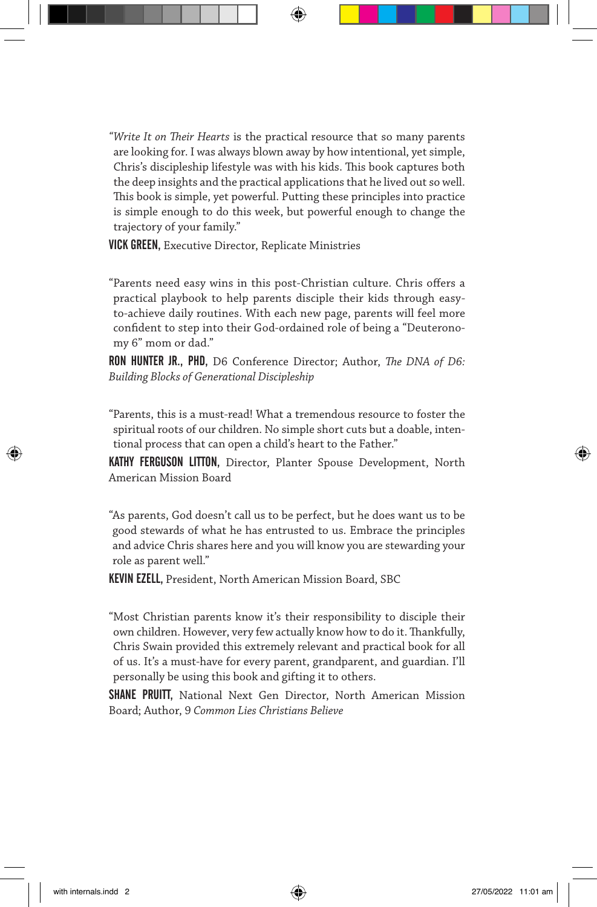"*Write It on Their Hearts* is the practical resource that so many parents are looking for. I was always blown away by how intentional, yet simple, Chris's discipleship lifestyle was with his kids. This book captures both the deep insights and the practical applications that he lived out so well. This book is simple, yet powerful. Putting these principles into practice is simple enough to do this week, but powerful enough to change the trajectory of your family."

**VICK GREEN,** Executive Director, Replicate Ministries

"Parents need easy wins in this post-Christian culture. Chris offers a practical playbook to help parents disciple their kids through easy-to-achieve daily routines. With each new page, parents will feel more confident to step into their God-ordained role of being a "Deuteronomy 6" mom or dad."

**RON HUNTER JR., PHD,** D6 Conference Director; Author, *The DNA of D6: Building Blocks of Generational Discipleship*

"Parents, this is a must-read! What a tremendous resource to foster the spiritual roots of our children. No simple short cuts but a doable, intentional process that can open a child's heart to the Father."

**KATHY FERGUSON LITTON,** Director, Planter Spouse Development, North American Mission Board

"As parents, God doesn't call us to be perfect, but he does want us to be good stewards of what he has entrusted to us. Embrace the principles and advice Chris shares here and you will know you are stewarding your role as parent well."

**KEVIN EZELL,** President, North American Mission Board, SBC

"Most Christian parents know it's their responsibility to disciple their own children. However, very few actually know how to do it. Thankfully, Chris Swain provided this extremely relevant and practical book for all of us. It's a must-have for every parent, grandparent, and guardian. I'll personally be using this book and gifting it to others.

**SHANE PRUITT,** National Next Gen Director, North American Mission Board; Author, 9 *Common Lies Christians Believe*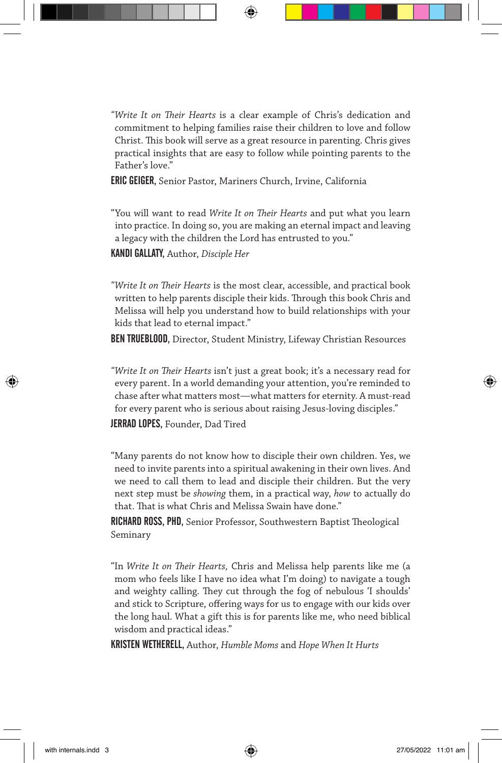"*Write It on Their Hearts* is a clear example of Chris's dedication and commitment to helping families raise their children to love and follow Christ. This book will serve as a great resource in parenting. Chris gives practical insights that are easy to follow while pointing parents to the Father's love."

**ERIC GEIGER,** Senior Pastor, Mariners Church, Irvine, California

"You will want to read *Write It on Their Hearts* and put what you learn into practice. In doing so, you are making an eternal impact and leaving a legacy with the children the Lord has entrusted to you."

**KANDI GALLATY,** Author, *Disciple Her*

"*Write It on Their Hearts* is the most clear, accessible, and practical book written to help parents disciple their kids. Through this book Chris and Melissa will help you understand how to build relationships with your kids that lead to eternal impact."

**BEN TRUEBLOOD,** Director, Student Ministry, Lifeway Christian Resources

"*Write It on Their Hearts* isn't just a great book; it's a necessary read for every parent. In a world demanding your attention, you're reminded to chase after what matters most—what matters for eternity. A must-read for every parent who is serious about raising Jesus-loving disciples."

**JERRAD LOPES,** Founder, Dad Tired

"Many parents do not know how to disciple their own children. Yes, we need to invite parents into a spiritual awakening in their own lives. And we need to call them to lead and disciple their children. But the very next step must be *showing* them, in a practical way, *how* to actually do that. That is what Chris and Melissa Swain have done."

**RICHARD ROSS, PHD,** Senior Professor, Southwestern Baptist Theological Seminary

"In *Write It on Their Hearts,* Chris and Melissa help parents like me (a mom who feels like I have no idea what I'm doing) to navigate a tough and weighty calling. They cut through the fog of nebulous 'I shoulds' and stick to Scripture, offering ways for us to engage with our kids over the long haul. What a gift this is for parents like me, who need biblical wisdom and practical ideas."

**KRISTEN WETHERELL,** Author, *Humble Moms* and *Hope When It Hurts*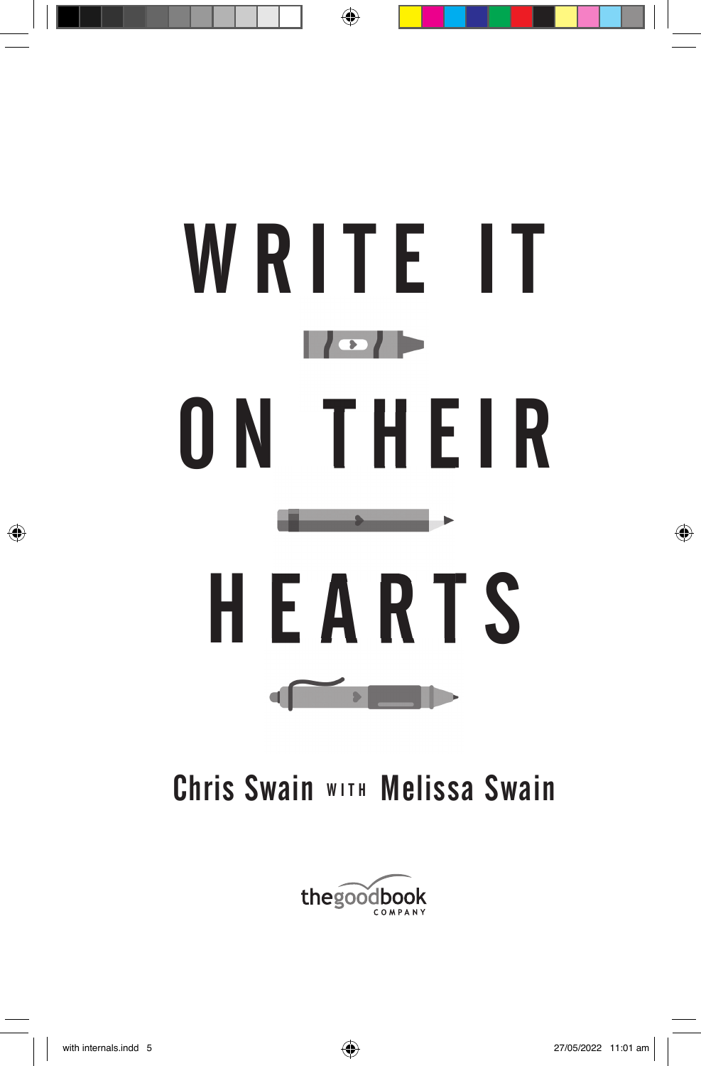# WRITE IT ON THEIR HEARTS

Chris Swain WITH Melissa Swain

thegoodbook COMPANY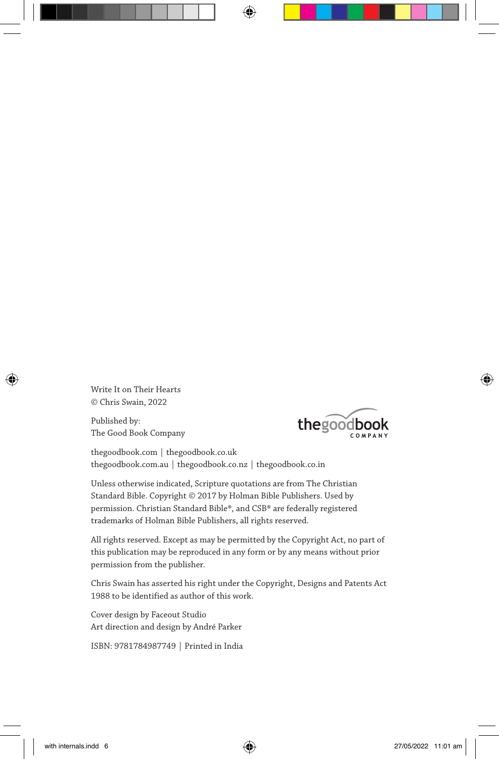Write It on Their Hearts
© Chris Swain, 2022

Published by:
The Good Book Company

thegoodbook.com | thegoodbook.co.uk
thegoodbook.com.au | thegoodbook.co.nz | thegoodbook.co.in

Unless otherwise indicated, Scripture quotations are from The Christian Standard Bible. Copyright © 2017 by Holman Bible Publishers. Used by permission. Christian Standard Bible®, and CSB® are federally registered trademarks of Holman Bible Publishers, all rights reserved.

All rights reserved. Except as may be permitted by the Copyright Act, no part of this publication may be reproduced in any form or by any means without prior permission from the publisher.

Chris Swain has asserted his right under the Copyright, Designs and Patents Act 1988 to be identified as author of this work.

Cover design by Faceout Studio
Art direction and design by André Parker

ISBN: 9781784987749 | Printed in India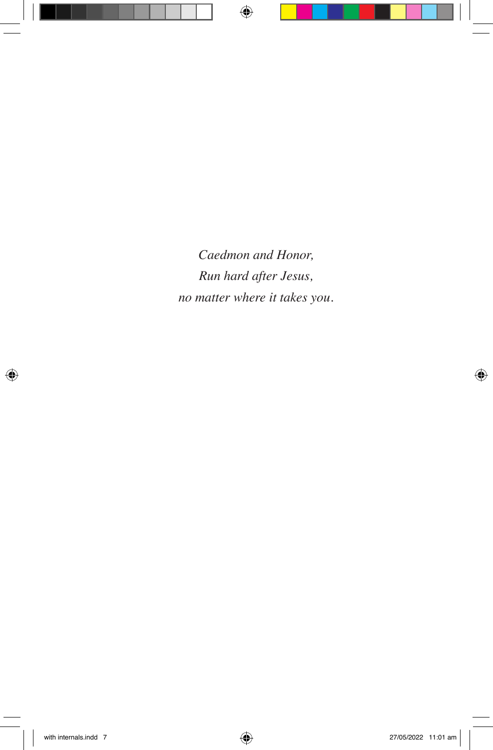*Caedmon and Honor,*
*Run hard after Jesus,*
*no matter where it takes you.*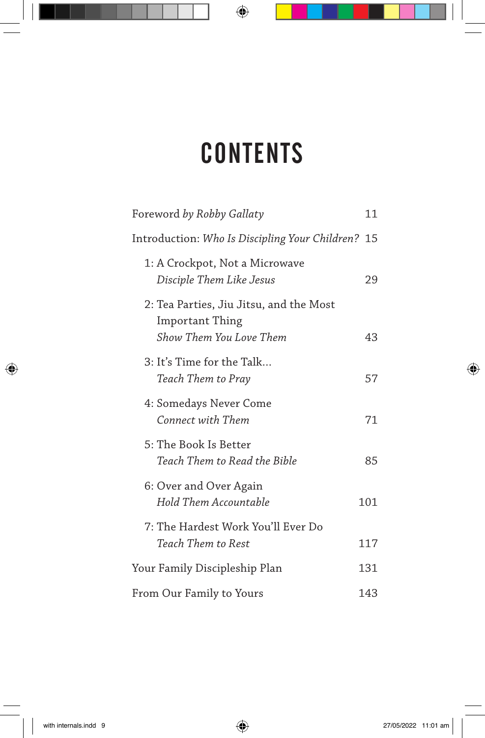# CONTENTS

Foreword *by Robby Gallaty* 11

Introduction: *Who Is Discipling Your Children?* 15

1: A Crockpot, Not a Microwave
*Disciple Them Like Jesus* 29

2: Tea Parties, Jiu Jitsu, and the Most Important Thing
*Show Them You Love Them* 43

3: It's Time for the Talk…
*Teach Them to Pray* 57

4: Somedays Never Come
*Connect with Them* 71

5: The Book Is Better
*Teach Them to Read the Bible* 85

6: Over and Over Again
*Hold Them Accountable* 101

7: The Hardest Work You'll Ever Do
*Teach Them to Rest* 117

Your Family Discipleship Plan 131

From Our Family to Yours 143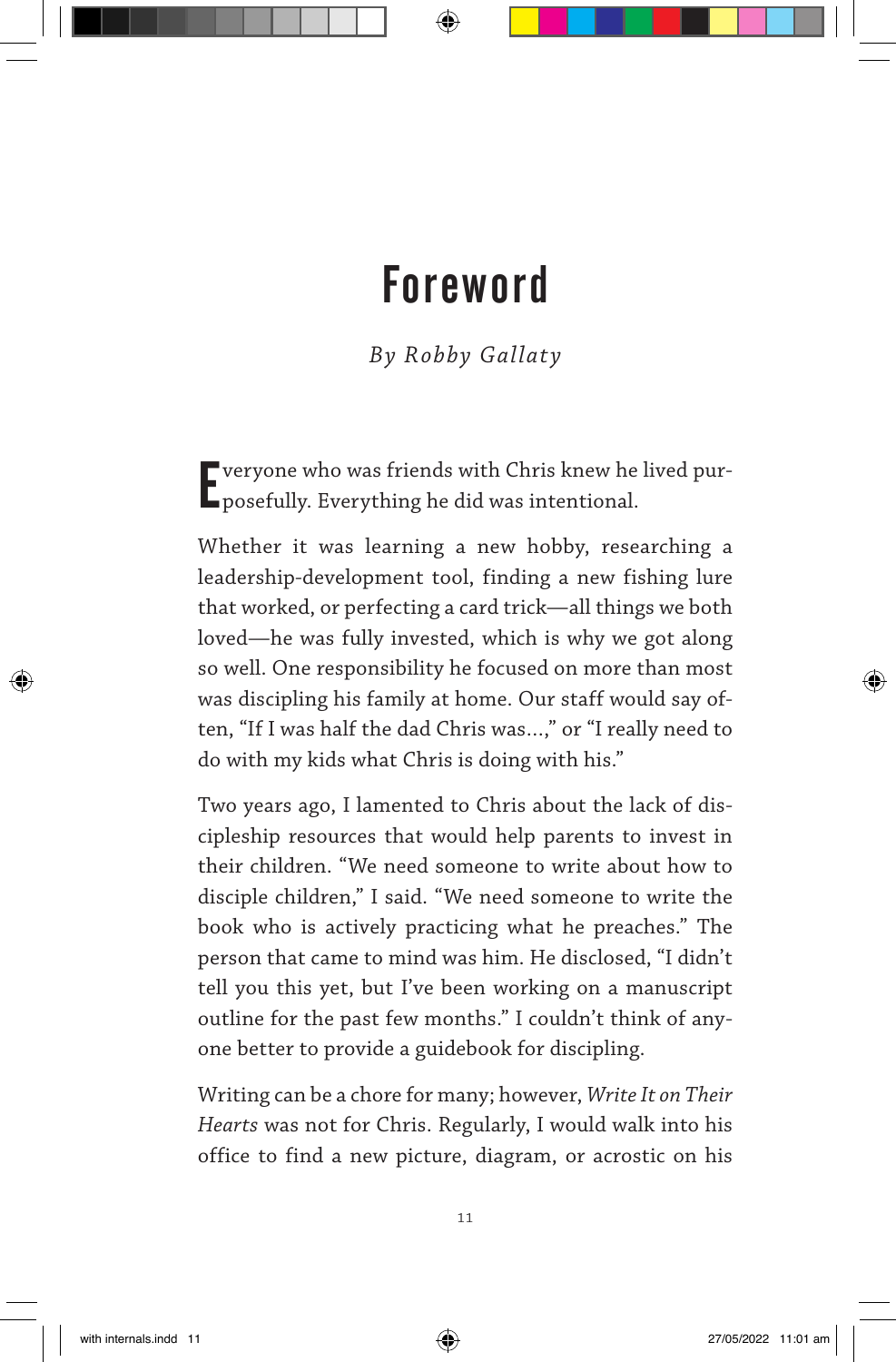# Foreword

*By Robby Gallaty*

Everyone who was friends with Chris knew he lived purposefully. Everything he did was intentional.

Whether it was learning a new hobby, researching a leadership-development tool, finding a new fishing lure that worked, or perfecting a card trick—all things we both loved—he was fully invested, which is why we got along so well. One responsibility he focused on more than most was discipling his family at home. Our staff would say often, "If I was half the dad Chris was...," or "I really need to do with my kids what Chris is doing with his."

Two years ago, I lamented to Chris about the lack of discipleship resources that would help parents to invest in their children. "We need someone to write about how to disciple children," I said. "We need someone to write the book who is actively practicing what he preaches." The person that came to mind was him. He disclosed, "I didn't tell you this yet, but I've been working on a manuscript outline for the past few months." I couldn't think of anyone better to provide a guidebook for discipling.

Writing can be a chore for many; however, *Write It on Their Hearts* was not for Chris. Regularly, I would walk into his office to find a new picture, diagram, or acrostic on his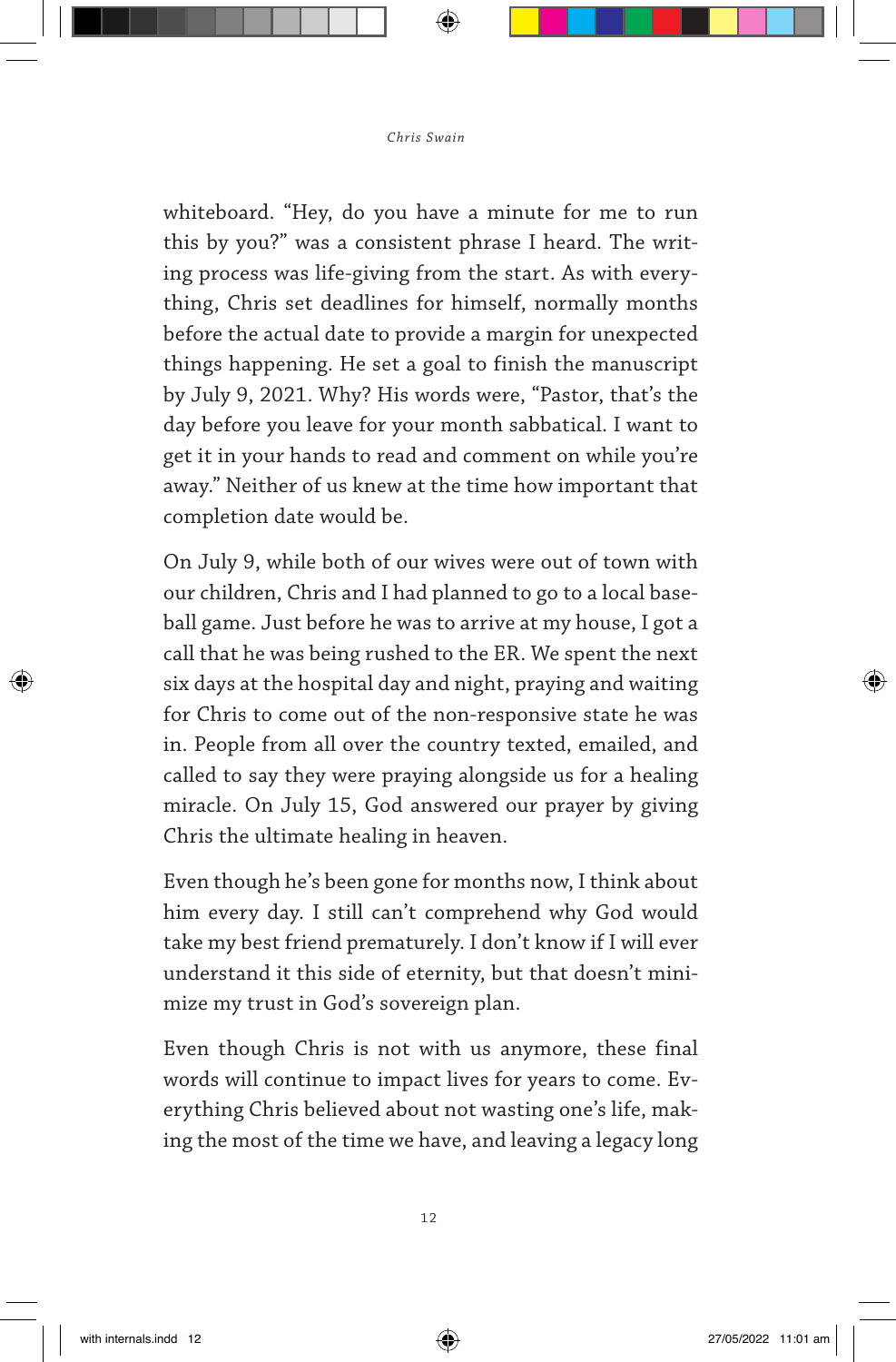whiteboard. "Hey, do you have a minute for me to run this by you?" was a consistent phrase I heard. The writing process was life-giving from the start. As with everything, Chris set deadlines for himself, normally months before the actual date to provide a margin for unexpected things happening. He set a goal to finish the manuscript by July 9, 2021. Why? His words were, "Pastor, that's the day before you leave for your month sabbatical. I want to get it in your hands to read and comment on while you're away." Neither of us knew at the time how important that completion date would be.

On July 9, while both of our wives were out of town with our children, Chris and I had planned to go to a local baseball game. Just before he was to arrive at my house, I got a call that he was being rushed to the ER. We spent the next six days at the hospital day and night, praying and waiting for Chris to come out of the non-responsive state he was in. People from all over the country texted, emailed, and called to say they were praying alongside us for a healing miracle. On July 15, God answered our prayer by giving Chris the ultimate healing in heaven.

Even though he's been gone for months now, I think about him every day. I still can't comprehend why God would take my best friend prematurely. I don't know if I will ever understand it this side of eternity, but that doesn't minimize my trust in God's sovereign plan.

Even though Chris is not with us anymore, these final words will continue to impact lives for years to come. Everything Chris believed about not wasting one's life, making the most of the time we have, and leaving a legacy long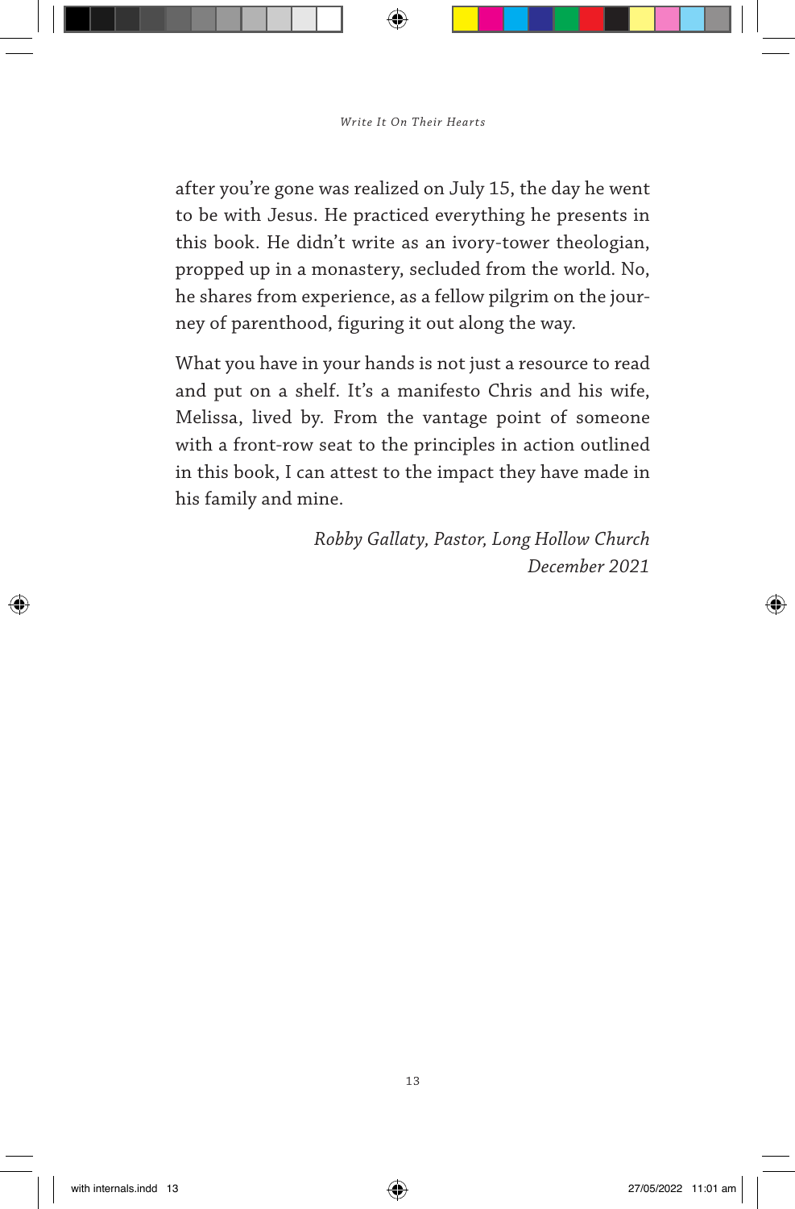after you're gone was realized on July 15, the day he went to be with Jesus. He practiced everything he presents in this book. He didn't write as an ivory-tower theologian, propped up in a monastery, secluded from the world. No, he shares from experience, as a fellow pilgrim on the journey of parenthood, figuring it out along the way.

What you have in your hands is not just a resource to read and put on a shelf. It's a manifesto Chris and his wife, Melissa, lived by. From the vantage point of someone with a front-row seat to the principles in action outlined in this book, I can attest to the impact they have made in his family and mine.

*Robby Gallaty, Pastor, Long Hollow Church*
*December 2021*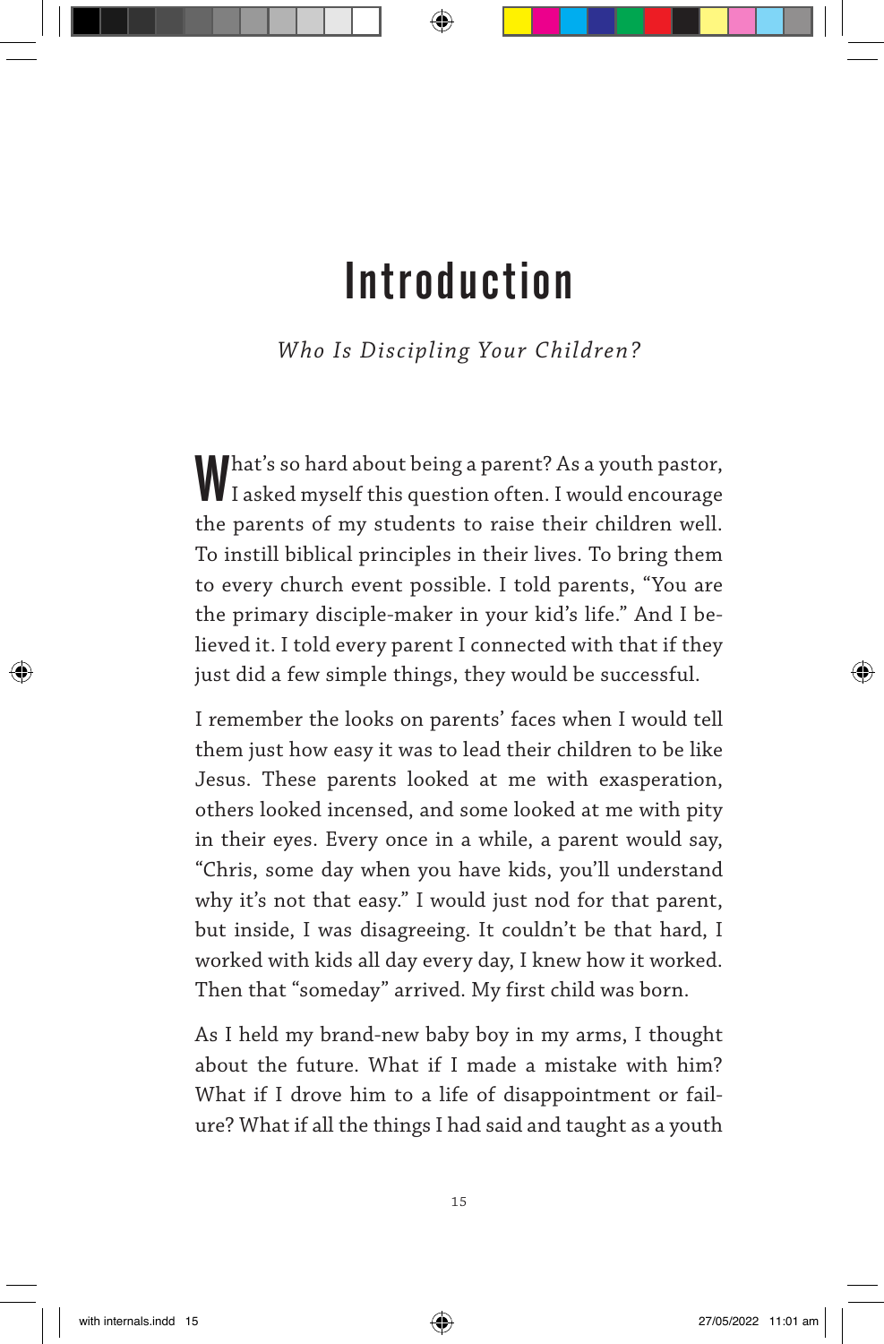# Introduction

*Who Is Discipling Your Children?*

What's so hard about being a parent? As a youth pastor, I asked myself this question often. I would encourage the parents of my students to raise their children well. To instill biblical principles in their lives. To bring them to every church event possible. I told parents, "You are the primary disciple-maker in your kid's life." And I believed it. I told every parent I connected with that if they just did a few simple things, they would be successful.

I remember the looks on parents' faces when I would tell them just how easy it was to lead their children to be like Jesus. These parents looked at me with exasperation, others looked incensed, and some looked at me with pity in their eyes. Every once in a while, a parent would say, "Chris, some day when you have kids, you'll understand why it's not that easy." I would just nod for that parent, but inside, I was disagreeing. It couldn't be that hard, I worked with kids all day every day, I knew how it worked. Then that "someday" arrived. My first child was born.

As I held my brand-new baby boy in my arms, I thought about the future. What if I made a mistake with him? What if I drove him to a life of disappointment or failure? What if all the things I had said and taught as a youth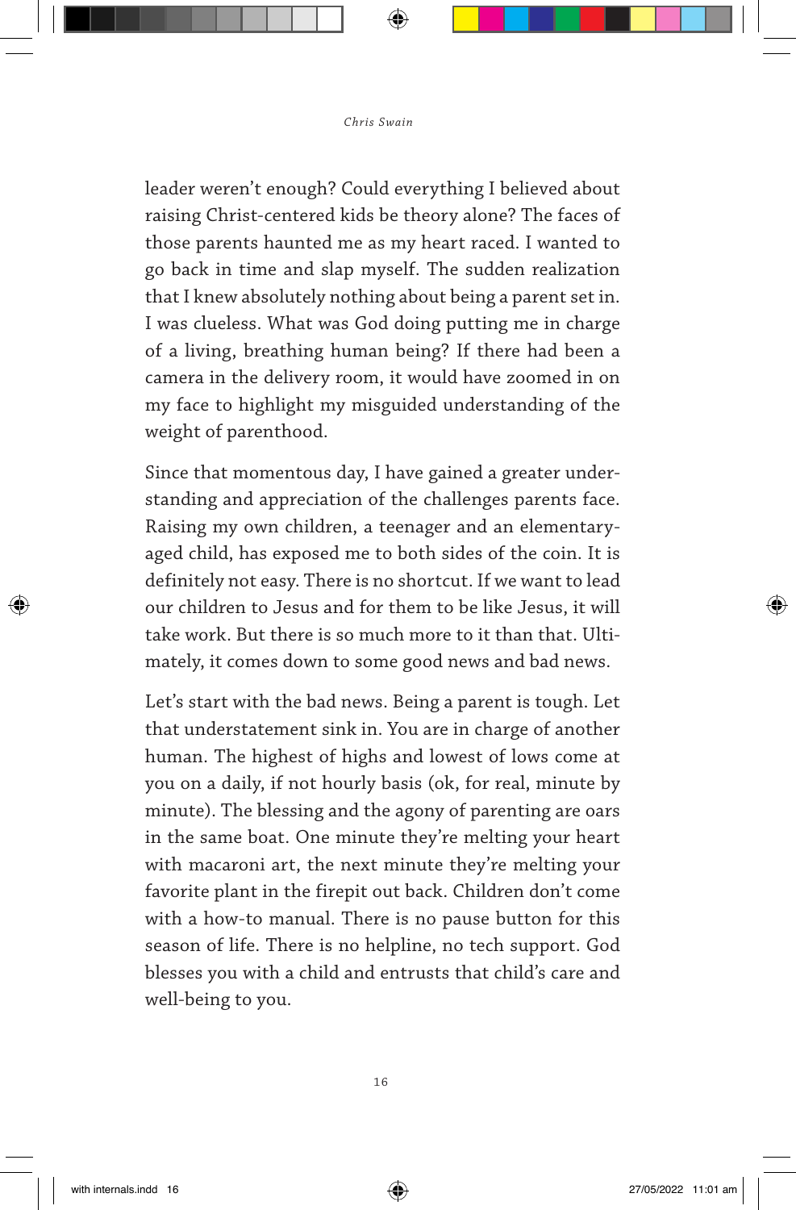leader weren't enough? Could everything I believed about raising Christ-centered kids be theory alone? The faces of those parents haunted me as my heart raced. I wanted to go back in time and slap myself. The sudden realization that I knew absolutely nothing about being a parent set in. I was clueless. What was God doing putting me in charge of a living, breathing human being? If there had been a camera in the delivery room, it would have zoomed in on my face to highlight my misguided understanding of the weight of parenthood.

Since that momentous day, I have gained a greater understanding and appreciation of the challenges parents face. Raising my own children, a teenager and an elementary-aged child, has exposed me to both sides of the coin. It is definitely not easy. There is no shortcut. If we want to lead our children to Jesus and for them to be like Jesus, it will take work. But there is so much more to it than that. Ultimately, it comes down to some good news and bad news.

Let's start with the bad news. Being a parent is tough. Let that understatement sink in. You are in charge of another human. The highest of highs and lowest of lows come at you on a daily, if not hourly basis (ok, for real, minute by minute). The blessing and the agony of parenting are oars in the same boat. One minute they're melting your heart with macaroni art, the next minute they're melting your favorite plant in the firepit out back. Children don't come with a how-to manual. There is no pause button for this season of life. There is no helpline, no tech support. God blesses you with a child and entrusts that child's care and well-being to you.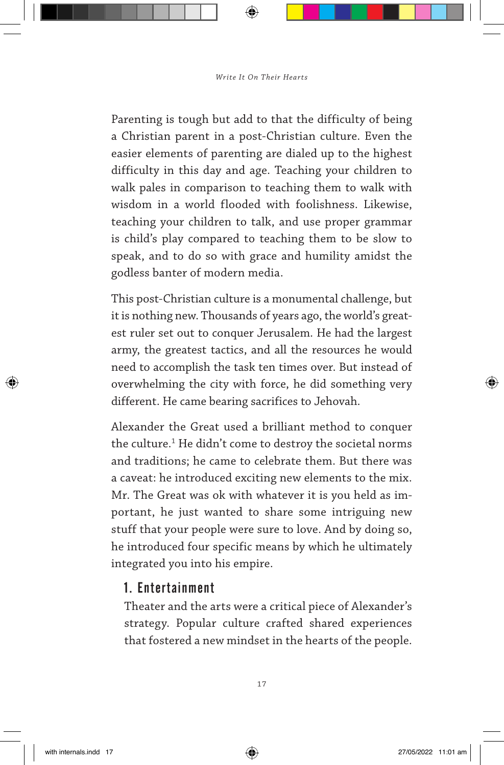Parenting is tough but add to that the difficulty of being a Christian parent in a post-Christian culture. Even the easier elements of parenting are dialed up to the highest difficulty in this day and age. Teaching your children to walk pales in comparison to teaching them to walk with wisdom in a world flooded with foolishness. Likewise, teaching your children to talk, and use proper grammar is child's play compared to teaching them to be slow to speak, and to do so with grace and humility amidst the godless banter of modern media.

This post-Christian culture is a monumental challenge, but it is nothing new. Thousands of years ago, the world's greatest ruler set out to conquer Jerusalem. He had the largest army, the greatest tactics, and all the resources he would need to accomplish the task ten times over. But instead of overwhelming the city with force, he did something very different. He came bearing sacrifices to Jehovah.

Alexander the Great used a brilliant method to conquer the culture.[1] He didn't come to destroy the societal norms and traditions; he came to celebrate them. But there was a caveat: he introduced exciting new elements to the mix. Mr. The Great was ok with whatever it is you held as important, he just wanted to share some intriguing new stuff that your people were sure to love. And by doing so, he introduced four specific means by which he ultimately integrated you into his empire.

### 1. Entertainment

Theater and the arts were a critical piece of Alexander's strategy. Popular culture crafted shared experiences that fostered a new mindset in the hearts of the people.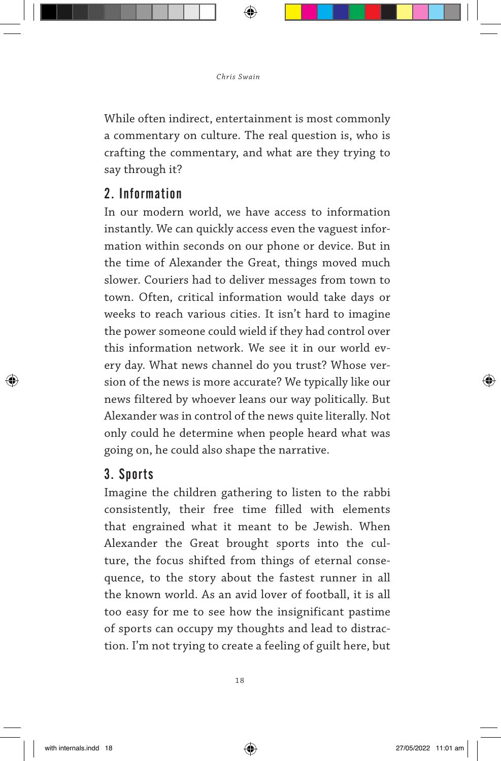While often indirect, entertainment is most commonly a commentary on culture. The real question is, who is crafting the commentary, and what are they trying to say through it?

## 2. Information

In our modern world, we have access to information instantly. We can quickly access even the vaguest information within seconds on our phone or device. But in the time of Alexander the Great, things moved much slower. Couriers had to deliver messages from town to town. Often, critical information would take days or weeks to reach various cities. It isn't hard to imagine the power someone could wield if they had control over this information network. We see it in our world every day. What news channel do you trust? Whose version of the news is more accurate? We typically like our news filtered by whoever leans our way politically. But Alexander was in control of the news quite literally. Not only could he determine when people heard what was going on, he could also shape the narrative.

## 3. Sports

Imagine the children gathering to listen to the rabbi consistently, their free time filled with elements that engrained what it meant to be Jewish. When Alexander the Great brought sports into the culture, the focus shifted from things of eternal consequence, to the story about the fastest runner in all the known world. As an avid lover of football, it is all too easy for me to see how the insignificant pastime of sports can occupy my thoughts and lead to distraction. I'm not trying to create a feeling of guilt here, but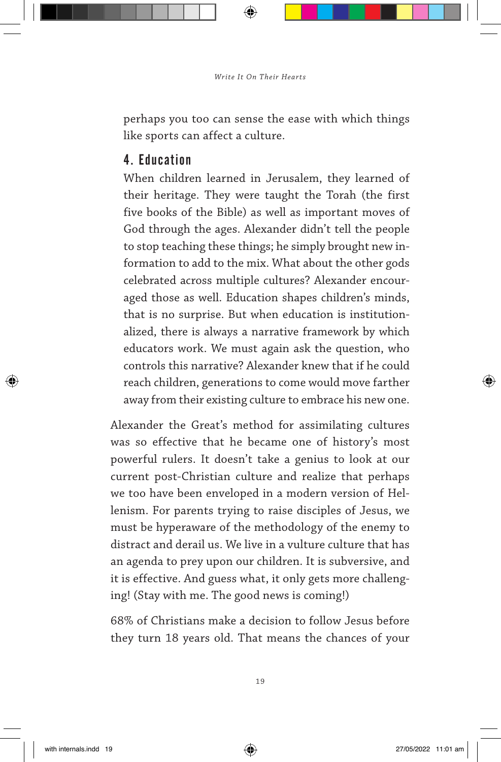perhaps you too can sense the ease with which things like sports can affect a culture.

### 4. Education

When children learned in Jerusalem, they learned of their heritage. They were taught the Torah (the first five books of the Bible) as well as important moves of God through the ages. Alexander didn't tell the people to stop teaching these things; he simply brought new information to add to the mix. What about the other gods celebrated across multiple cultures? Alexander encouraged those as well. Education shapes children's minds, that is no surprise. But when education is institutionalized, there is always a narrative framework by which educators work. We must again ask the question, who controls this narrative? Alexander knew that if he could reach children, generations to come would move farther away from their existing culture to embrace his new one.

Alexander the Great's method for assimilating cultures was so effective that he became one of history's most powerful rulers. It doesn't take a genius to look at our current post-Christian culture and realize that perhaps we too have been enveloped in a modern version of Hellenism. For parents trying to raise disciples of Jesus, we must be hyperaware of the methodology of the enemy to distract and derail us. We live in a vulture culture that has an agenda to prey upon our children. It is subversive, and it is effective. And guess what, it only gets more challenging! (Stay with me. The good news is coming!)

68% of Christians make a decision to follow Jesus before they turn 18 years old. That means the chances of your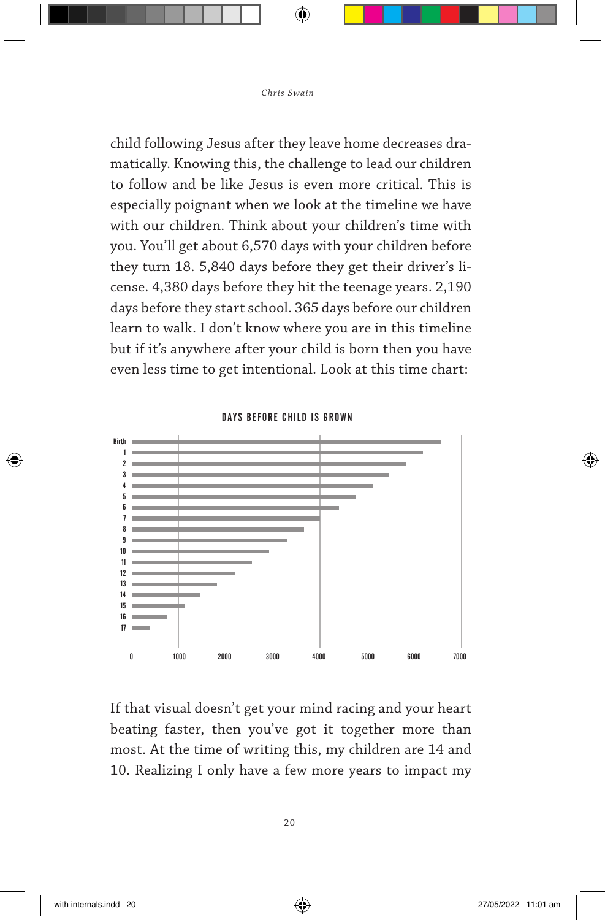child following Jesus after they leave home decreases dramatically. Knowing this, the challenge to lead our children to follow and be like Jesus is even more critical. This is especially poignant when we look at the timeline we have with our children. Think about your children's time with you. You'll get about 6,570 days with your children before they turn 18. 5,840 days before they get their driver's license. 4,380 days before they hit the teenage years. 2,190 days before they start school. 365 days before our children learn to walk. I don't know where you are in this timeline but if it's anywhere after your child is born then you have even less time to get intentional. Look at this time chart:

DAYS BEFORE CHILD IS GROWN

Birth
1
2
3
4
5
6
7
8
9
10
11
12
13
14
15
16
17

0
1000
2000
3000
4000
5000
6000
7000

If that visual doesn't get your mind racing and your heart beating faster, then you've got it together more than most. At the time of writing this, my children are 14 and 10. Realizing I only have a few more years to impact my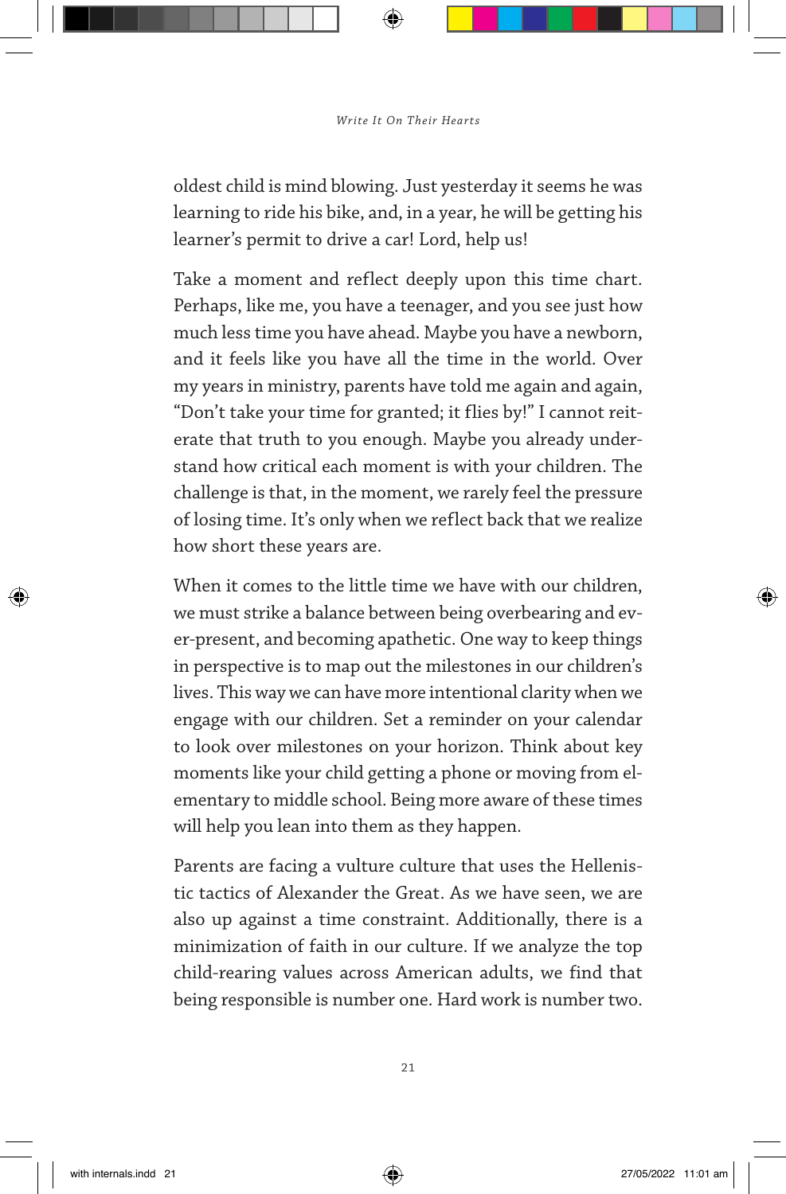oldest child is mind blowing. Just yesterday it seems he was learning to ride his bike, and, in a year, he will be getting his learner's permit to drive a car! Lord, help us!

Take a moment and reflect deeply upon this time chart. Perhaps, like me, you have a teenager, and you see just how much less time you have ahead. Maybe you have a newborn, and it feels like you have all the time in the world. Over my years in ministry, parents have told me again and again, "Don't take your time for granted; it flies by!" I cannot reiterate that truth to you enough. Maybe you already understand how critical each moment is with your children. The challenge is that, in the moment, we rarely feel the pressure of losing time. It's only when we reflect back that we realize how short these years are.

When it comes to the little time we have with our children, we must strike a balance between being overbearing and ever-present, and becoming apathetic. One way to keep things in perspective is to map out the milestones in our children's lives. This way we can have more intentional clarity when we engage with our children. Set a reminder on your calendar to look over milestones on your horizon. Think about key moments like your child getting a phone or moving from elementary to middle school. Being more aware of these times will help you lean into them as they happen.

Parents are facing a vulture culture that uses the Hellenistic tactics of Alexander the Great. As we have seen, we are also up against a time constraint. Additionally, there is a minimization of faith in our culture. If we analyze the top child-rearing values across American adults, we find that being responsible is number one. Hard work is number two.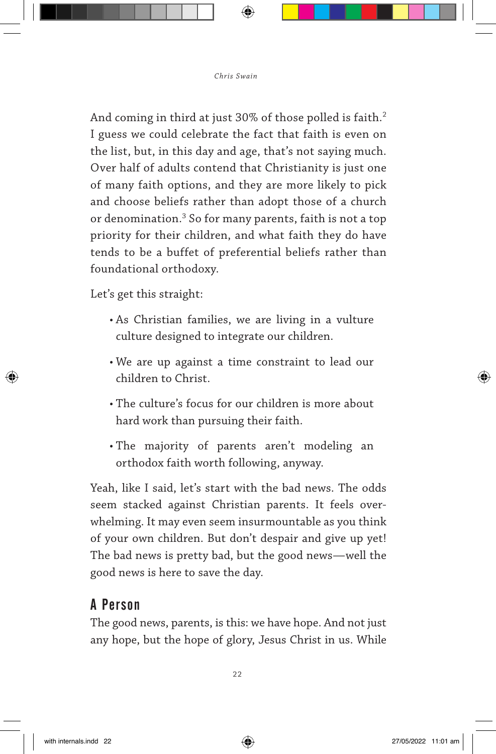And coming in third at just 30% of those polled is faith.[2] I guess we could celebrate the fact that faith is even on the list, but, in this day and age, that's not saying much. Over half of adults contend that Christianity is just one of many faith options, and they are more likely to pick and choose beliefs rather than adopt those of a church or denomination.[3] So for many parents, faith is not a top priority for their children, and what faith they do have tends to be a buffet of preferential beliefs rather than foundational orthodoxy.

Let's get this straight:

- As Christian families, we are living in a vulture culture designed to integrate our children.
- We are up against a time constraint to lead our children to Christ.
- The culture's focus for our children is more about hard work than pursuing their faith.
- The majority of parents aren't modeling an orthodox faith worth following, anyway.

Yeah, like I said, let's start with the bad news. The odds seem stacked against Christian parents. It feels overwhelming. It may even seem insurmountable as you think of your own children. But don't despair and give up yet! The bad news is pretty bad, but the good news—well the good news is here to save the day.

## A Person

The good news, parents, is this: we have hope. And not just any hope, but the hope of glory, Jesus Christ in us. While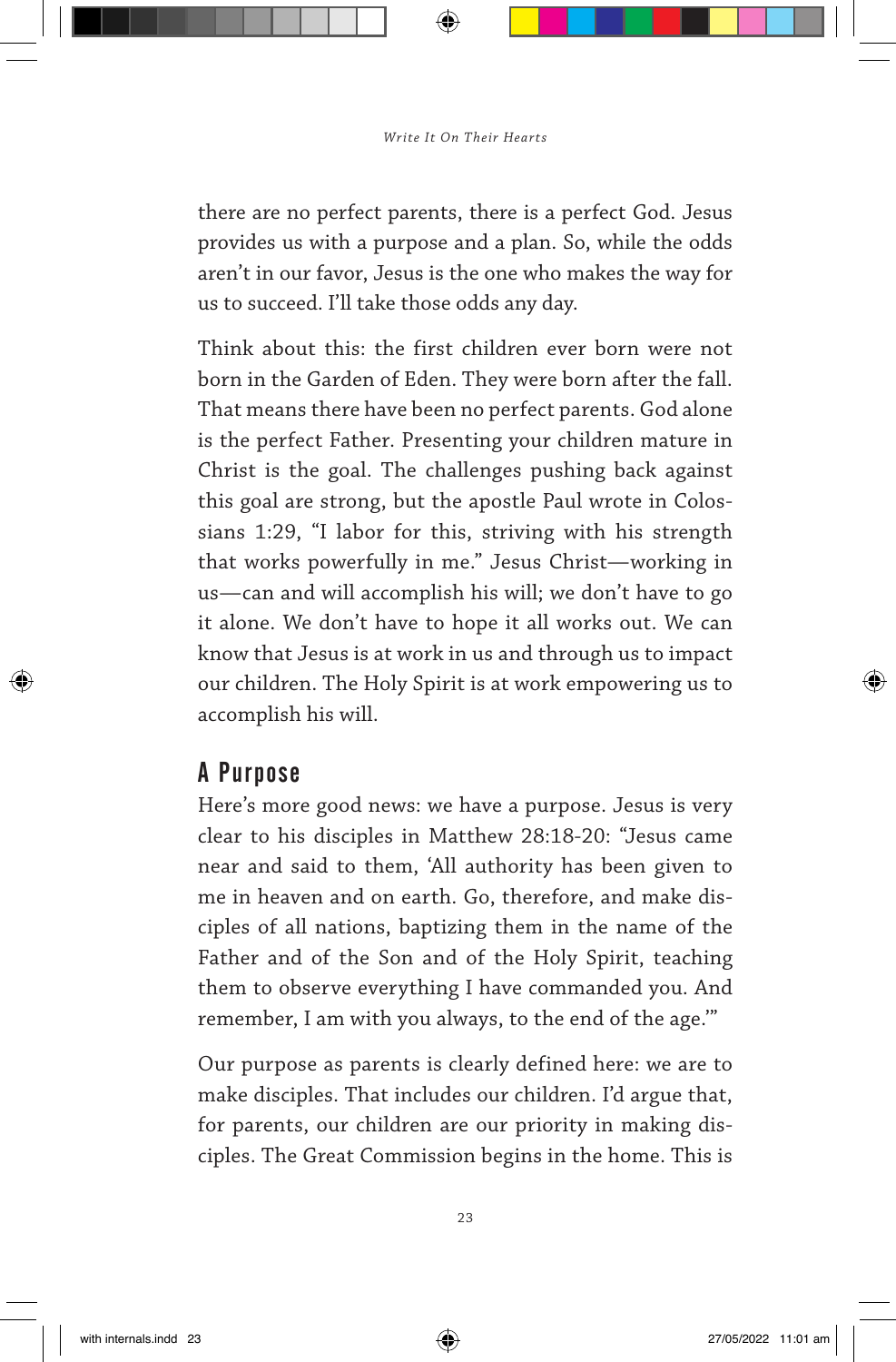there are no perfect parents, there is a perfect God. Jesus provides us with a purpose and a plan. So, while the odds aren't in our favor, Jesus is the one who makes the way for us to succeed. I'll take those odds any day.

Think about this: the first children ever born were not born in the Garden of Eden. They were born after the fall. That means there have been no perfect parents. God alone is the perfect Father. Presenting your children mature in Christ is the goal. The challenges pushing back against this goal are strong, but the apostle Paul wrote in Colossians 1:29, "I labor for this, striving with his strength that works powerfully in me." Jesus Christ—working in us—can and will accomplish his will; we don't have to go it alone. We don't have to hope it all works out. We can know that Jesus is at work in us and through us to impact our children. The Holy Spirit is at work empowering us to accomplish his will.

## A Purpose

Here's more good news: we have a purpose. Jesus is very clear to his disciples in Matthew 28:18-20: "Jesus came near and said to them, 'All authority has been given to me in heaven and on earth. Go, therefore, and make disciples of all nations, baptizing them in the name of the Father and of the Son and of the Holy Spirit, teaching them to observe everything I have commanded you. And remember, I am with you always, to the end of the age.'"

Our purpose as parents is clearly defined here: we are to make disciples. That includes our children. I'd argue that, for parents, our children are our priority in making disciples. The Great Commission begins in the home. This is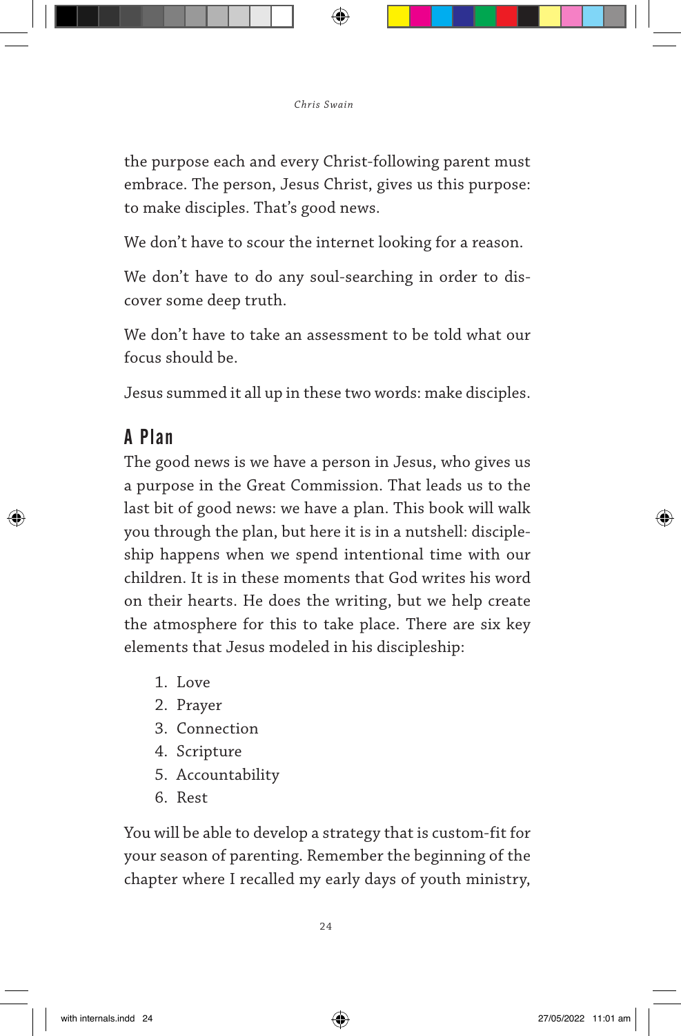the purpose each and every Christ-following parent must embrace. The person, Jesus Christ, gives us this purpose: to make disciples. That's good news.

We don't have to scour the internet looking for a reason.

We don't have to do any soul-searching in order to discover some deep truth.

We don't have to take an assessment to be told what our focus should be.

Jesus summed it all up in these two words: make disciples.

## A Plan

The good news is we have a person in Jesus, who gives us a purpose in the Great Commission. That leads us to the last bit of good news: we have a plan. This book will walk you through the plan, but here it is in a nutshell: discipleship happens when we spend intentional time with our children. It is in these moments that God writes his word on their hearts. He does the writing, but we help create the atmosphere for this to take place. There are six key elements that Jesus modeled in his discipleship:

1. Love
2. Prayer
3. Connection
4. Scripture
5. Accountability
6. Rest

You will be able to develop a strategy that is custom-fit for your season of parenting. Remember the beginning of the chapter where I recalled my early days of youth ministry,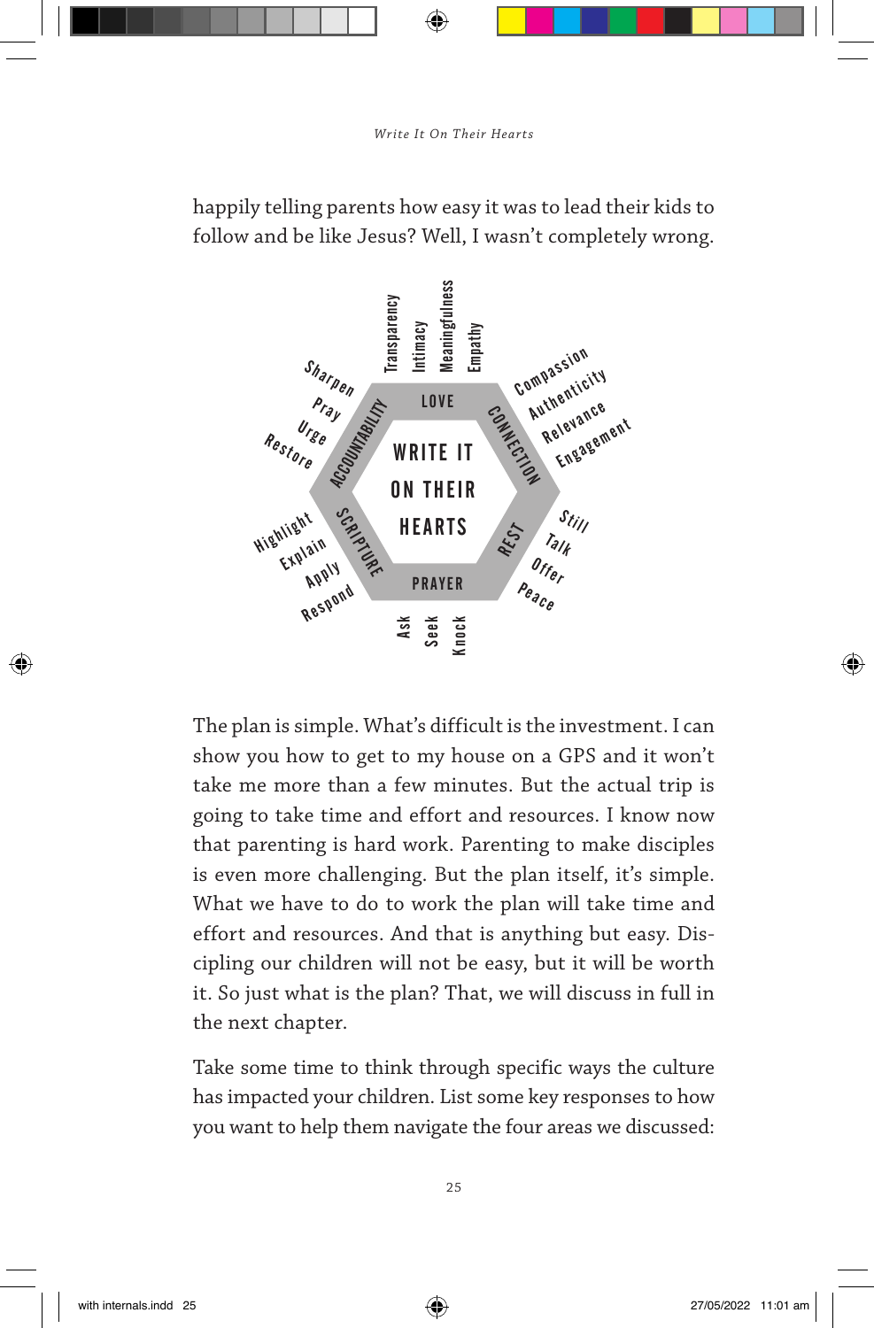happily telling parents how easy it was to lead their kids to follow and be like Jesus? Well, I wasn't completely wrong.

WRITE IT ON THEIR HEARTS

LOVE

Transparency
Intimacy
Meaningfulness
Empathy

CONNECTION

Compassion
Authenticity
Relevance
Engagement

REST

Still
Talk
Offer
Peace

PRAYER

Ask
Seek
Knock

SCRIPTURE

Highlight
Explain
Apply
Respond

ACCOUNTABILITY

Sharpen
Pray
Urge
Restore

The plan is simple. What's difficult is the investment. I can show you how to get to my house on a GPS and it won't take me more than a few minutes. But the actual trip is going to take time and effort and resources. I know now that parenting is hard work. Parenting to make disciples is even more challenging. But the plan itself, it's simple. What we have to do to work the plan will take time and effort and resources. And that is anything but easy. Discipling our children will not be easy, but it will be worth it. So just what is the plan? That, we will discuss in full in the next chapter.

Take some time to think through specific ways the culture has impacted your children. List some key responses to how you want to help them navigate the four areas we discussed: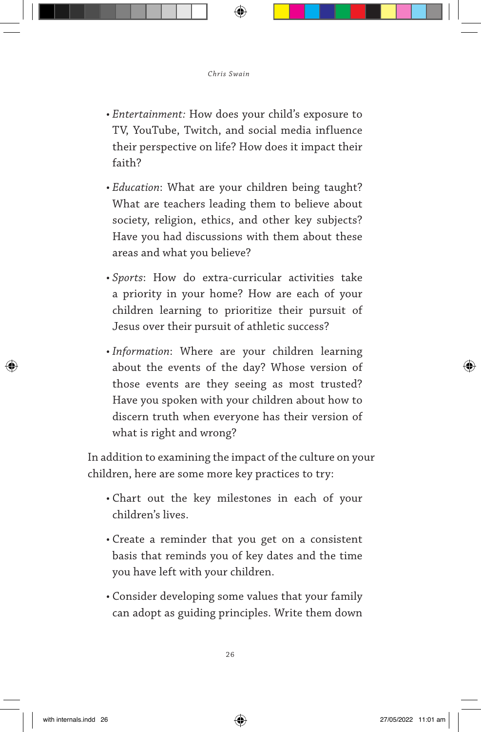- *Entertainment:* How does your child's exposure to TV, YouTube, Twitch, and social media influence their perspective on life? How does it impact their faith?

- *Education*: What are your children being taught? What are teachers leading them to believe about society, religion, ethics, and other key subjects? Have you had discussions with them about these areas and what you believe?

- *Sports*: How do extra-curricular activities take a priority in your home? How are each of your children learning to prioritize their pursuit of Jesus over their pursuit of athletic success?

- *Information*: Where are your children learning about the events of the day? Whose version of those events are they seeing as most trusted? Have you spoken with your children about how to discern truth when everyone has their version of what is right and wrong?

In addition to examining the impact of the culture on your children, here are some more key practices to try:

- Chart out the key milestones in each of your children's lives.

- Create a reminder that you get on a consistent basis that reminds you of key dates and the time you have left with your children.

- Consider developing some values that your family can adopt as guiding principles. Write them down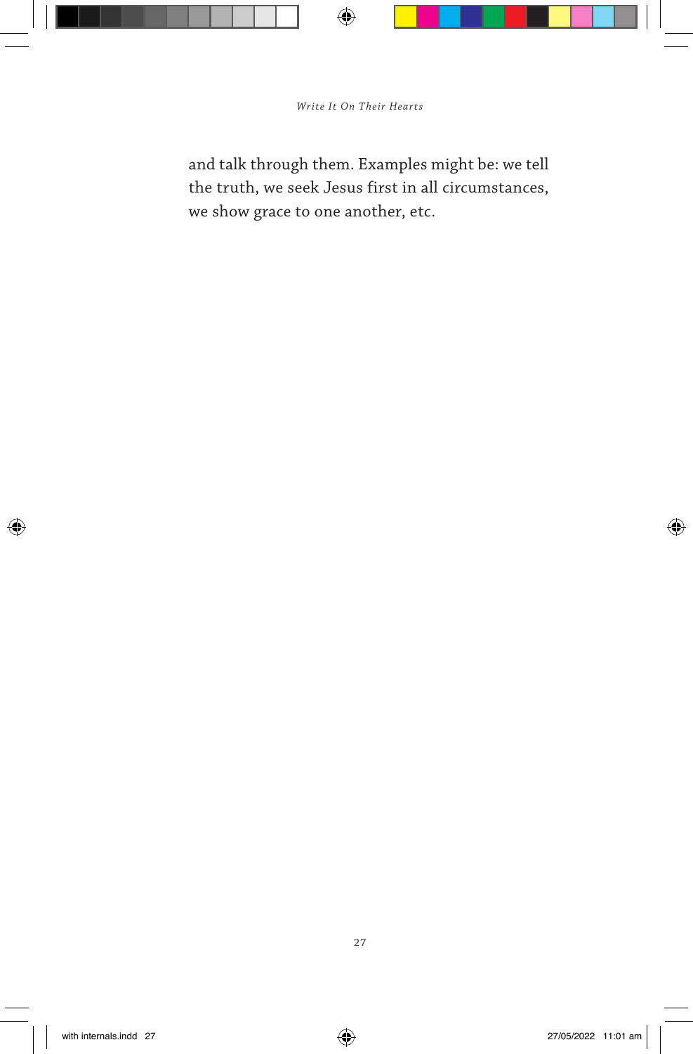and talk through them. Examples might be: we tell the truth, we seek Jesus first in all circumstances, we show grace to one another, etc.